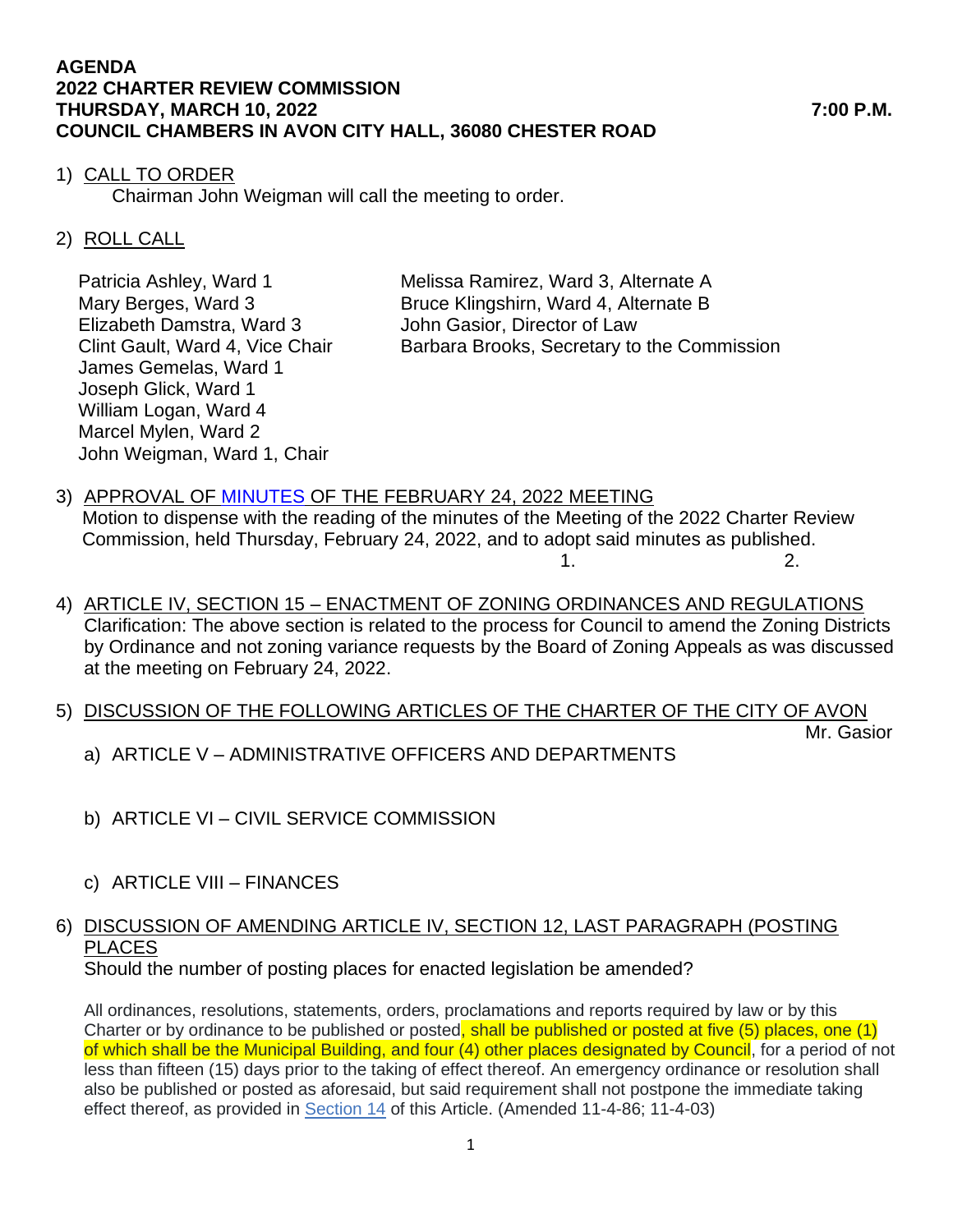**AGENDA**
**2022 CHARTER REVIEW COMMISSION**
**THURSDAY, MARCH 10, 2022 7:00 P.M.**
**COUNCIL CHAMBERS IN AVON CITY HALL, 36080 CHESTER ROAD**

1) <u>CALL TO ORDER</u>
   Chairman John Weigman will call the meeting to order.

2) <u>ROLL CALL</u>

   Patricia Ashley, Ward 1
   Mary Berges, Ward 3
   Elizabeth Damstra, Ward 3
   Clint Gault, Ward 4, Vice Chair
   James Gemelas, Ward 1
   Joseph Glick, Ward 1
   William Logan, Ward 4
   Marcel Mylen, Ward 2
   John Weigman, Ward 1, Chair

   Melissa Ramirez, Ward 3, Alternate A
   Bruce Klingshirn, Ward 4, Alternate B
   John Gasior, Director of Law
   Barbara Brooks, Secretary to the Commission

3) <u>APPROVAL OF MINUTES OF THE FEBRUARY 24, 2022 MEETING</u>
   Motion to dispense with the reading of the minutes of the Meeting of the 2022 Charter Review Commission, held Thursday, February 24, 2022, and to adopt said minutes as published.
   1. 2.

4) <u>ARTICLE IV, SECTION 15 – ENACTMENT OF ZONING ORDINANCES AND REGULATIONS</u>
   Clarification: The above section is related to the process for Council to amend the Zoning Districts by Ordinance and not zoning variance requests by the Board of Zoning Appeals as was discussed at the meeting on February 24, 2022.

5) <u>DISCUSSION OF THE FOLLOWING ARTICLES OF THE CHARTER OF THE CITY OF AVON</u>
   Mr. Gasior

   a) ARTICLE V – ADMINISTRATIVE OFFICERS AND DEPARTMENTS

   b) ARTICLE VI – CIVIL SERVICE COMMISSION

   c) ARTICLE VIII – FINANCES

6) <u>DISCUSSION OF AMENDING ARTICLE IV, SECTION 12, LAST PARAGRAPH (POSTING PLACES</u>
   Should the number of posting places for enacted legislation be amended?

   All ordinances, resolutions, statements, orders, proclamations and reports required by law or by this Charter or by ordinance to be published or posted, shall be published or posted at five (5) places, one (1) of which shall be the Municipal Building, and four (4) other places designated by Council, for a period of not less than fifteen (15) days prior to the taking of effect thereof. An emergency ordinance or resolution shall also be published or posted as aforesaid, but said requirement shall not postpone the immediate taking effect thereof, as provided in Section 14 of this Article. (Amended 11-4-86; 11-4-03)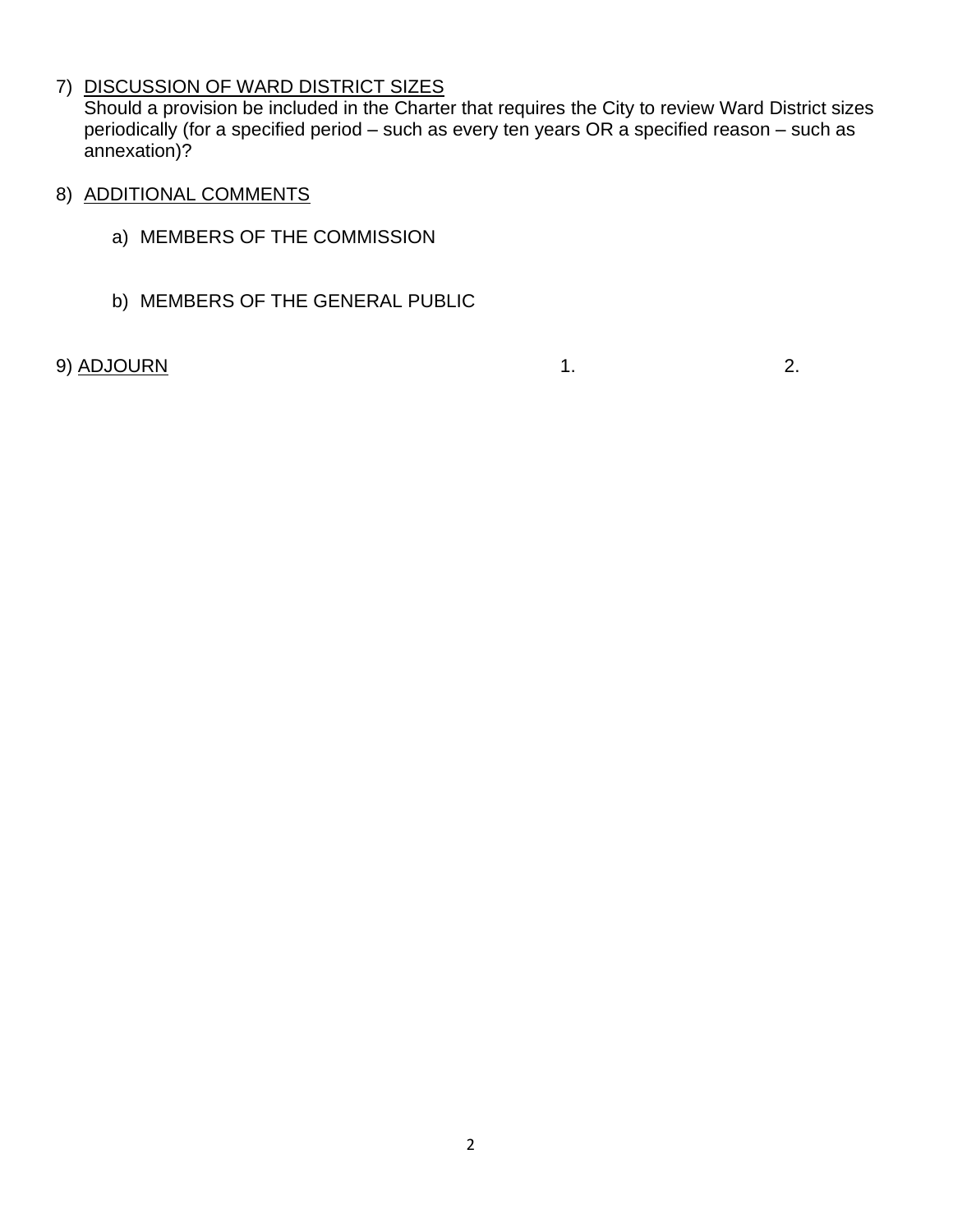7) <u>DISCUSSION OF WARD DISTRICT SIZES</u>
   Should a provision be included in the Charter that requires the City to review Ward District sizes periodically (for a specified period – such as every ten years OR a specified reason – such as annexation)?

8) <u>ADDITIONAL COMMENTS</u>

   a) MEMBERS OF THE COMMISSION

   b) MEMBERS OF THE GENERAL PUBLIC

9) <u>ADJOURN</u> 1. 2.